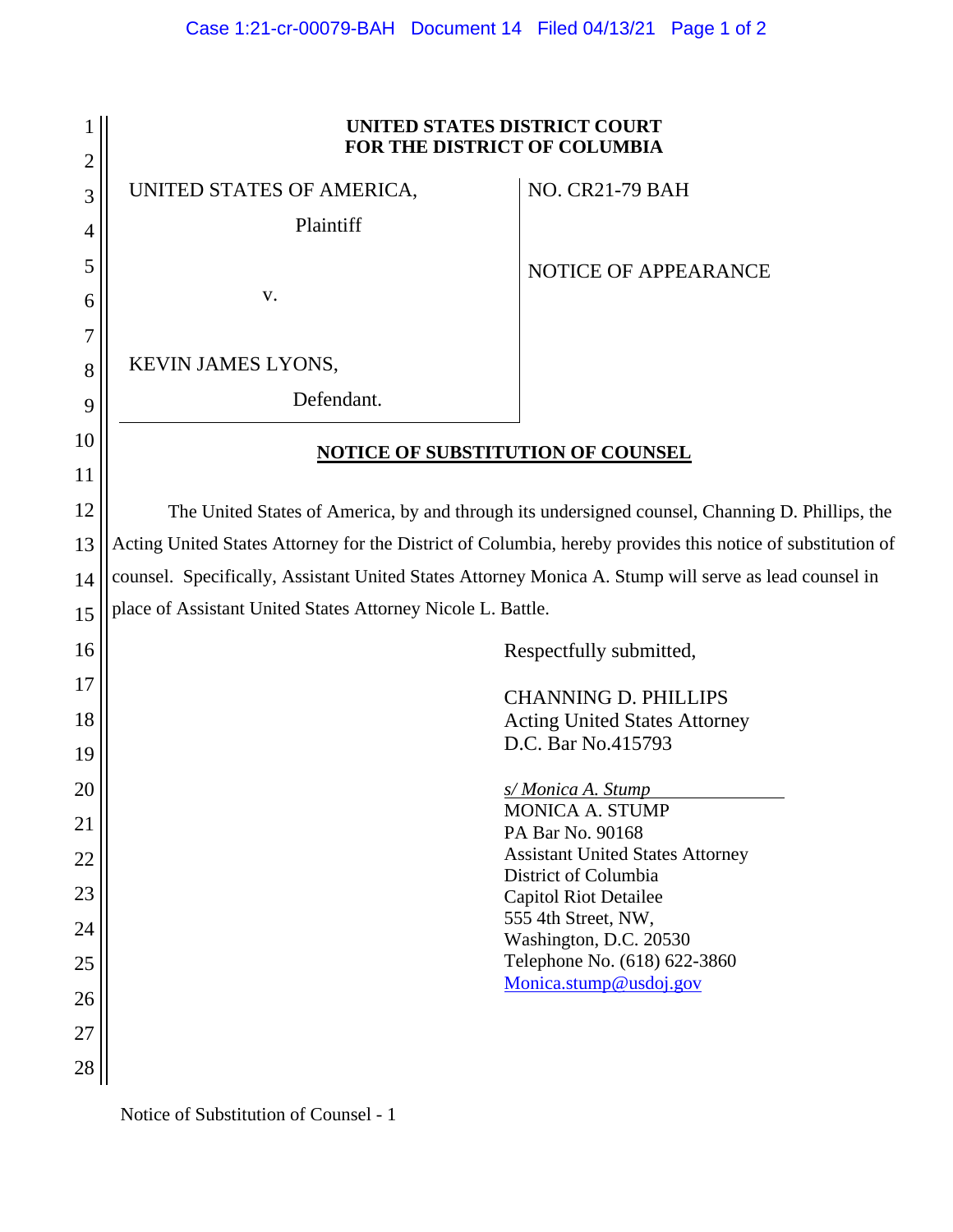**UNITED STATES DISTRICT COURT**
**FOR THE DISTRICT OF COLUMBIA**

| | |
|---|---|
| UNITED STATES OF AMERICA,<br>Plaintiff<br><br>v.<br><br>KEVIN JAMES LYONS,<br>Defendant. | NO. CR21-79 BAH<br><br>NOTICE OF APPEARANCE |

**NOTICE OF SUBSTITUTION OF COUNSEL**

The United States of America, by and through its undersigned counsel, Channing D. Phillips, the Acting United States Attorney for the District of Columbia, hereby provides this notice of substitution of counsel. Specifically, Assistant United States Attorney Monica A. Stump will serve as lead counsel in place of Assistant United States Attorney Nicole L. Battle.

Respectfully submitted,

CHANNING D. PHILLIPS
Acting United States Attorney
D.C. Bar No.415793

*s/ Monica A. Stump*
MONICA A. STUMP
PA Bar No. 90168
Assistant United States Attorney
District of Columbia
Capitol Riot Detailee
555 4th Street, NW,
Washington, D.C. 20530
Telephone No. (618) 622-3860
Monica.stump@usdoj.gov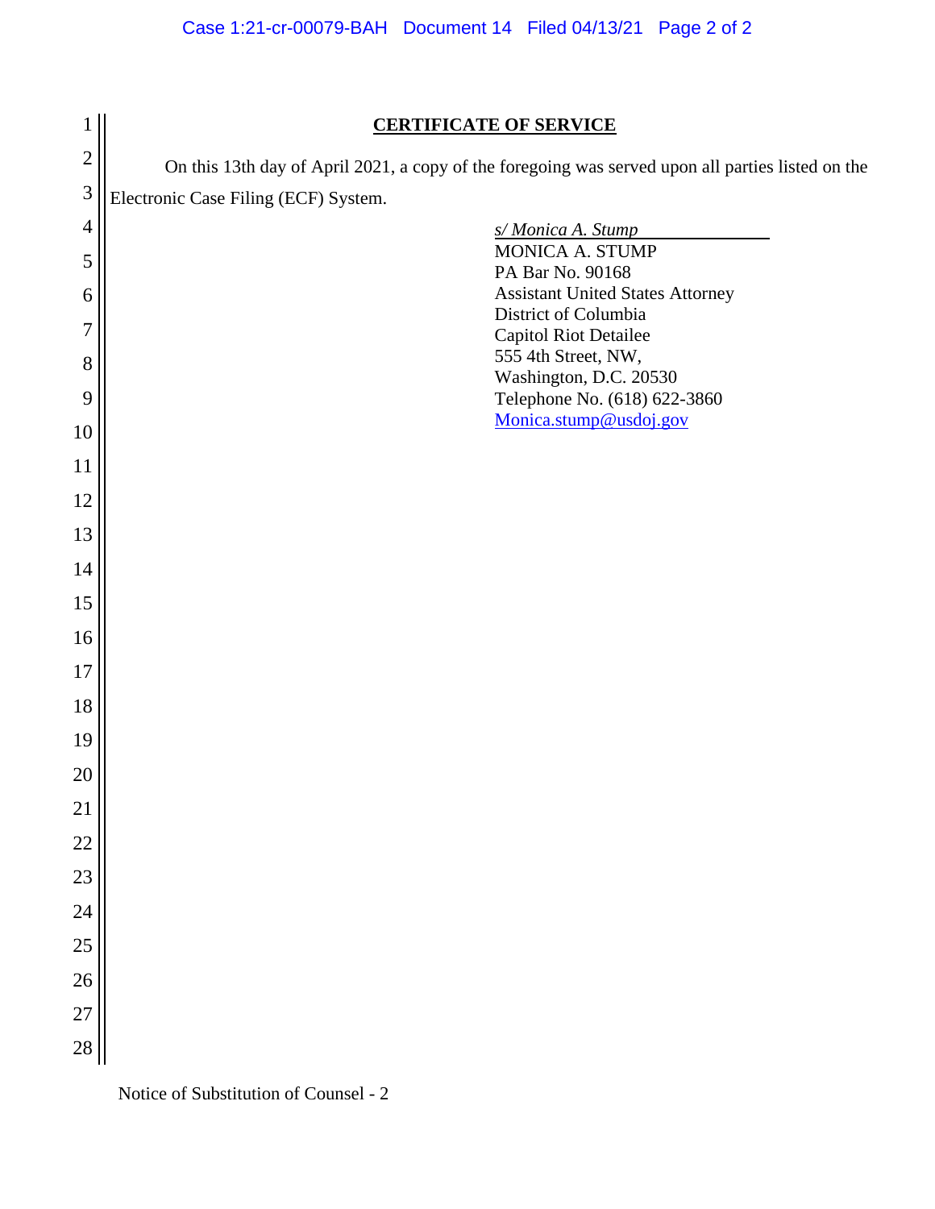## CERTIFICATE OF SERVICE

On this 13th day of April 2021, a copy of the foregoing was served upon all parties listed on the Electronic Case Filing (ECF) System.

*s/ Monica A. Stump*
MONICA A. STUMP
PA Bar No. 90168
Assistant United States Attorney
District of Columbia
Capitol Riot Detailee
555 4th Street, NW,
Washington, D.C. 20530
Telephone No. (618) 622-3860
Monica.stump@usdoj.gov

Notice of Substitution of Counsel - 2